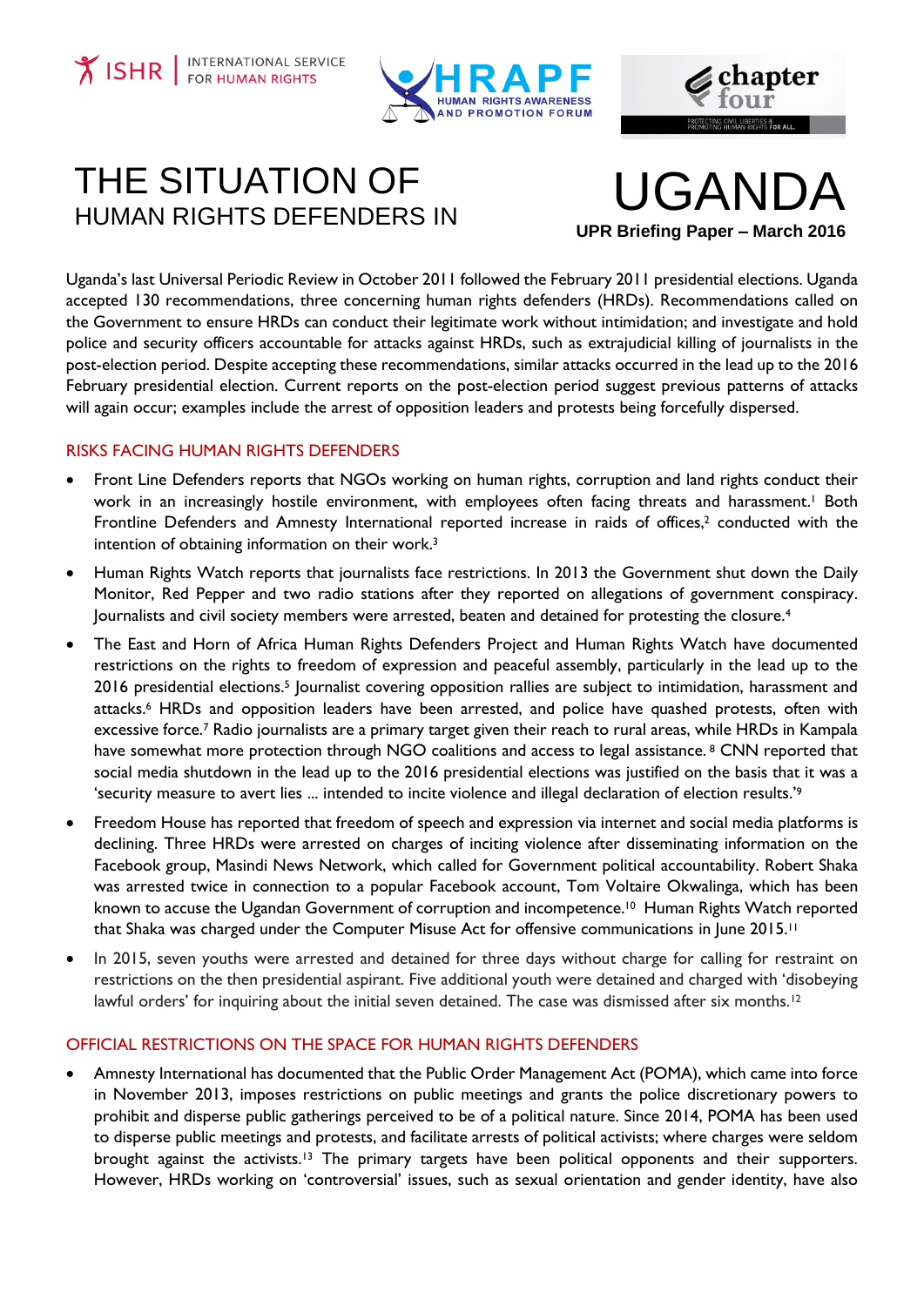# THE SITUATION OF HUMAN RIGHTS DEFENDERS IN UGANDA

**UPR Briefing Paper – March 2016**

Uganda's last Universal Periodic Review in October 2011 followed the February 2011 presidential elections. Uganda accepted 130 recommendations, three concerning human rights defenders (HRDs). Recommendations called on the Government to ensure HRDs can conduct their legitimate work without intimidation; and investigate and hold police and security officers accountable for attacks against HRDs, such as extrajudicial killing of journalists in the post-election period. Despite accepting these recommendations, similar attacks occurred in the lead up to the 2016 February presidential election. Current reports on the post-election period suggest previous patterns of attacks will again occur; examples include the arrest of opposition leaders and protests being forcefully dispersed.

## RISKS FACING HUMAN RIGHTS DEFENDERS

- Front Line Defenders reports that NGOs working on human rights, corruption and land rights conduct their work in an increasingly hostile environment, with employees often facing threats and harassment.[1] Both Frontline Defenders and Amnesty International reported increase in raids of offices,[2] conducted with the intention of obtaining information on their work.[3]
- Human Rights Watch reports that journalists face restrictions. In 2013 the Government shut down the Daily Monitor, Red Pepper and two radio stations after they reported on allegations of government conspiracy. Journalists and civil society members were arrested, beaten and detained for protesting the closure.[4]
- The East and Horn of Africa Human Rights Defenders Project and Human Rights Watch have documented restrictions on the rights to freedom of expression and peaceful assembly, particularly in the lead up to the 2016 presidential elections.[5] Journalist covering opposition rallies are subject to intimidation, harassment and attacks.[6] HRDs and opposition leaders have been arrested, and police have quashed protests, often with excessive force.[7] Radio journalists are a primary target given their reach to rural areas, while HRDs in Kampala have somewhat more protection through NGO coalitions and access to legal assistance.[8] CNN reported that social media shutdown in the lead up to the 2016 presidential elections was justified on the basis that it was a 'security measure to avert lies ... intended to incite violence and illegal declaration of election results.'[9]
- Freedom House has reported that freedom of speech and expression via internet and social media platforms is declining. Three HRDs were arrested on charges of inciting violence after disseminating information on the Facebook group, Masindi News Network, which called for Government political accountability. Robert Shaka was arrested twice in connection to a popular Facebook account, Tom Voltaire Okwalinga, which has been known to accuse the Ugandan Government of corruption and incompetence.[10] Human Rights Watch reported that Shaka was charged under the Computer Misuse Act for offensive communications in June 2015.[11]
- In 2015, seven youths were arrested and detained for three days without charge for calling for restraint on restrictions on the then presidential aspirant. Five additional youth were detained and charged with 'disobeying lawful orders' for inquiring about the initial seven detained. The case was dismissed after six months.[12]

## OFFICIAL RESTRICTIONS ON THE SPACE FOR HUMAN RIGHTS DEFENDERS

- Amnesty International has documented that the Public Order Management Act (POMA), which came into force in November 2013, imposes restrictions on public meetings and grants the police discretionary powers to prohibit and disperse public gatherings perceived to be of a political nature. Since 2014, POMA has been used to disperse public meetings and protests, and facilitate arrests of political activists; where charges were seldom brought against the activists.[13] The primary targets have been political opponents and their supporters. However, HRDs working on 'controversial' issues, such as sexual orientation and gender identity, have also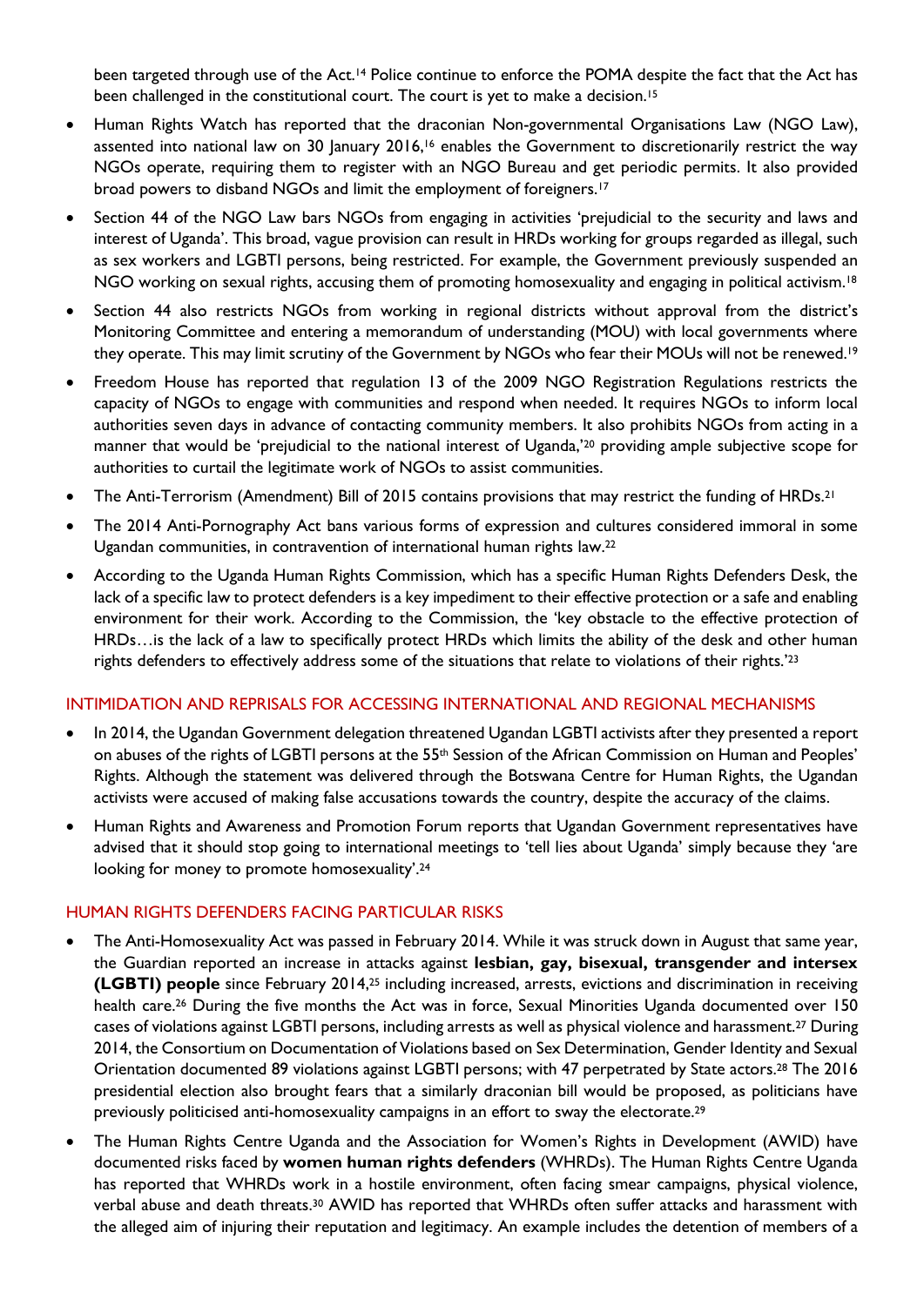been targeted through use of the Act.[14] Police continue to enforce the POMA despite the fact that the Act has been challenged in the constitutional court. The court is yet to make a decision.[15]

- Human Rights Watch has reported that the draconian Non-governmental Organisations Law (NGO Law), assented into national law on 30 January 2016,[16] enables the Government to discretionarily restrict the way NGOs operate, requiring them to register with an NGO Bureau and get periodic permits. It also provided broad powers to disband NGOs and limit the employment of foreigners.[17]
- Section 44 of the NGO Law bars NGOs from engaging in activities 'prejudicial to the security and laws and interest of Uganda'. This broad, vague provision can result in HRDs working for groups regarded as illegal, such as sex workers and LGBTI persons, being restricted. For example, the Government previously suspended an NGO working on sexual rights, accusing them of promoting homosexuality and engaging in political activism.[18]
- Section 44 also restricts NGOs from working in regional districts without approval from the district's Monitoring Committee and entering a memorandum of understanding (MOU) with local governments where they operate. This may limit scrutiny of the Government by NGOs who fear their MOUs will not be renewed.[19]
- Freedom House has reported that regulation 13 of the 2009 NGO Registration Regulations restricts the capacity of NGOs to engage with communities and respond when needed. It requires NGOs to inform local authorities seven days in advance of contacting community members. It also prohibits NGOs from acting in a manner that would be 'prejudicial to the national interest of Uganda,'[20] providing ample subjective scope for authorities to curtail the legitimate work of NGOs to assist communities.
- The Anti-Terrorism (Amendment) Bill of 2015 contains provisions that may restrict the funding of HRDs.[21]
- The 2014 Anti-Pornography Act bans various forms of expression and cultures considered immoral in some Ugandan communities, in contravention of international human rights law.[22]
- According to the Uganda Human Rights Commission, which has a specific Human Rights Defenders Desk, the lack of a specific law to protect defenders is a key impediment to their effective protection or a safe and enabling environment for their work. According to the Commission, the 'key obstacle to the effective protection of HRDs…is the lack of a law to specifically protect HRDs which limits the ability of the desk and other human rights defenders to effectively address some of the situations that relate to violations of their rights.'[23]

## INTIMIDATION AND REPRISALS FOR ACCESSING INTERNATIONAL AND REGIONAL MECHANISMS

- In 2014, the Ugandan Government delegation threatened Ugandan LGBTI activists after they presented a report on abuses of the rights of LGBTI persons at the 55th Session of the African Commission on Human and Peoples' Rights. Although the statement was delivered through the Botswana Centre for Human Rights, the Ugandan activists were accused of making false accusations towards the country, despite the accuracy of the claims.
- Human Rights and Awareness and Promotion Forum reports that Ugandan Government representatives have advised that it should stop going to international meetings to 'tell lies about Uganda' simply because they 'are looking for money to promote homosexuality'.[24]

## HUMAN RIGHTS DEFENDERS FACING PARTICULAR RISKS

- The Anti-Homosexuality Act was passed in February 2014. While it was struck down in August that same year, the Guardian reported an increase in attacks against **lesbian, gay, bisexual, transgender and intersex (LGBTI) people** since February 2014,[25] including increased, arrests, evictions and discrimination in receiving health care.[26] During the five months the Act was in force, Sexual Minorities Uganda documented over 150 cases of violations against LGBTI persons, including arrests as well as physical violence and harassment.[27] During 2014, the Consortium on Documentation of Violations based on Sex Determination, Gender Identity and Sexual Orientation documented 89 violations against LGBTI persons; with 47 perpetrated by State actors.[28] The 2016 presidential election also brought fears that a similarly draconian bill would be proposed, as politicians have previously politicised anti-homosexuality campaigns in an effort to sway the electorate.[29]
- The Human Rights Centre Uganda and the Association for Women's Rights in Development (AWID) have documented risks faced by **women human rights defenders** (WHRDs). The Human Rights Centre Uganda has reported that WHRDs work in a hostile environment, often facing smear campaigns, physical violence, verbal abuse and death threats.[30] AWID has reported that WHRDs often suffer attacks and harassment with the alleged aim of injuring their reputation and legitimacy. An example includes the detention of members of a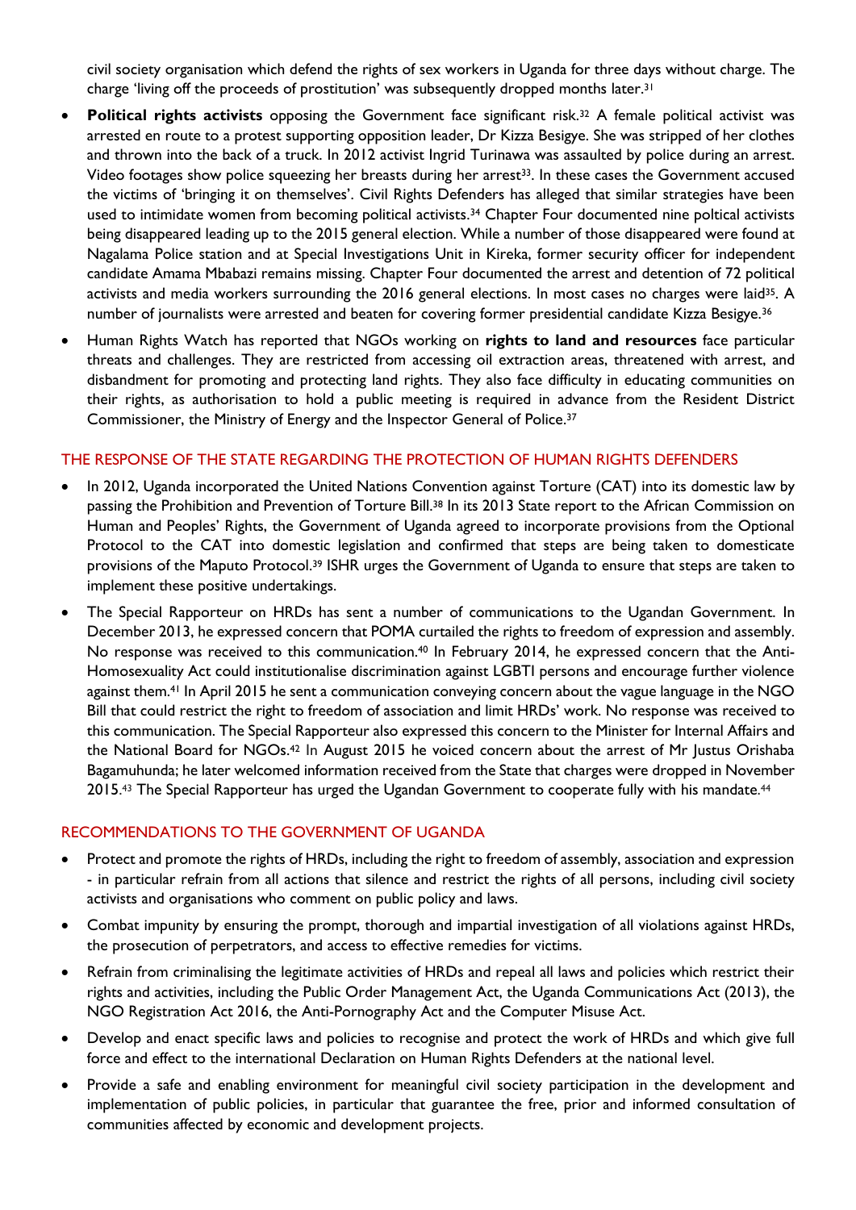civil society organisation which defend the rights of sex workers in Uganda for three days without charge. The charge 'living off the proceeds of prostitution' was subsequently dropped months later.[31]

- **Political rights activists** opposing the Government face significant risk.[32] A female political activist was arrested en route to a protest supporting opposition leader, Dr Kizza Besigye. She was stripped of her clothes and thrown into the back of a truck. In 2012 activist Ingrid Turinawa was assaulted by police during an arrest. Video footages show police squeezing her breasts during her arrest[33]. In these cases the Government accused the victims of 'bringing it on themselves'. Civil Rights Defenders has alleged that similar strategies have been used to intimidate women from becoming political activists.[34] Chapter Four documented nine poltical activists being disappeared leading up to the 2015 general election. While a number of those disappeared were found at Nagalama Police station and at Special Investigations Unit in Kireka, former security officer for independent candidate Amama Mbabazi remains missing. Chapter Four documented the arrest and detention of 72 political activists and media workers surrounding the 2016 general elections. In most cases no charges were laid[35]. A number of journalists were arrested and beaten for covering former presidential candidate Kizza Besigye.[36]
- Human Rights Watch has reported that NGOs working on **rights to land and resources** face particular threats and challenges. They are restricted from accessing oil extraction areas, threatened with arrest, and disbandment for promoting and protecting land rights. They also face difficulty in educating communities on their rights, as authorisation to hold a public meeting is required in advance from the Resident District Commissioner, the Ministry of Energy and the Inspector General of Police.[37]

## THE RESPONSE OF THE STATE REGARDING THE PROTECTION OF HUMAN RIGHTS DEFENDERS

- In 2012, Uganda incorporated the United Nations Convention against Torture (CAT) into its domestic law by passing the Prohibition and Prevention of Torture Bill.[38] In its 2013 State report to the African Commission on Human and Peoples' Rights, the Government of Uganda agreed to incorporate provisions from the Optional Protocol to the CAT into domestic legislation and confirmed that steps are being taken to domesticate provisions of the Maputo Protocol.[39] ISHR urges the Government of Uganda to ensure that steps are taken to implement these positive undertakings.
- The Special Rapporteur on HRDs has sent a number of communications to the Ugandan Government. In December 2013, he expressed concern that POMA curtailed the rights to freedom of expression and assembly. No response was received to this communication.[40] In February 2014, he expressed concern that the Anti-Homosexuality Act could institutionalise discrimination against LGBTI persons and encourage further violence against them.[41] In April 2015 he sent a communication conveying concern about the vague language in the NGO Bill that could restrict the right to freedom of association and limit HRDs' work. No response was received to this communication. The Special Rapporteur also expressed this concern to the Minister for Internal Affairs and the National Board for NGOs.[42] In August 2015 he voiced concern about the arrest of Mr Justus Orishaba Bagamuhunda; he later welcomed information received from the State that charges were dropped in November 2015.[43] The Special Rapporteur has urged the Ugandan Government to cooperate fully with his mandate.[44]

## RECOMMENDATIONS TO THE GOVERNMENT OF UGANDA

- Protect and promote the rights of HRDs, including the right to freedom of assembly, association and expression - in particular refrain from all actions that silence and restrict the rights of all persons, including civil society activists and organisations who comment on public policy and laws.
- Combat impunity by ensuring the prompt, thorough and impartial investigation of all violations against HRDs, the prosecution of perpetrators, and access to effective remedies for victims.
- Refrain from criminalising the legitimate activities of HRDs and repeal all laws and policies which restrict their rights and activities, including the Public Order Management Act, the Uganda Communications Act (2013), the NGO Registration Act 2016, the Anti-Pornography Act and the Computer Misuse Act.
- Develop and enact specific laws and policies to recognise and protect the work of HRDs and which give full force and effect to the international Declaration on Human Rights Defenders at the national level.
- Provide a safe and enabling environment for meaningful civil society participation in the development and implementation of public policies, in particular that guarantee the free, prior and informed consultation of communities affected by economic and development projects.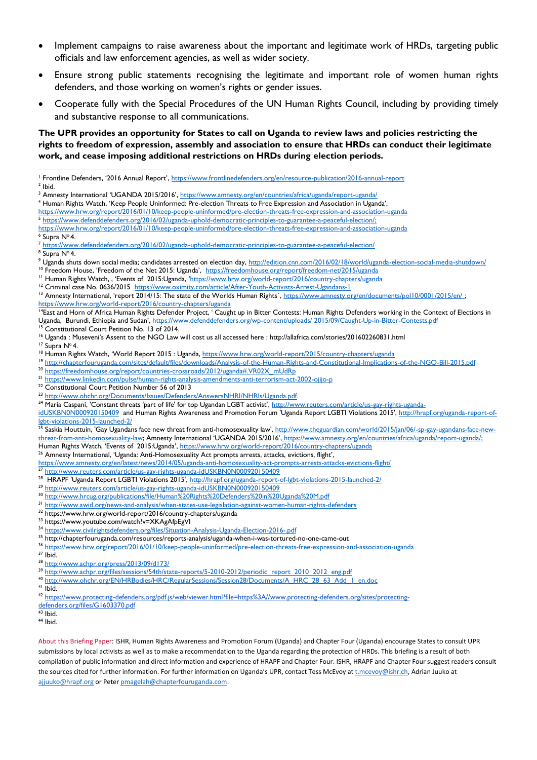- Implement campaigns to raise awareness about the important and legitimate work of HRDs, targeting public officials and law enforcement agencies, as well as wider society.
- Ensure strong public statements recognising the legitimate and important role of women human rights defenders, and those working on women's rights or gender issues.
- Cooperate fully with the Special Procedures of the UN Human Rights Council, including by providing timely and substantive response to all communications.

**The UPR provides an opportunity for States to call on Uganda to review laws and policies restricting the rights to freedom of expression, assembly and association to ensure that HRDs can conduct their legitimate work, and cease imposing additional restrictions on HRDs during election periods.**

---

[1] Frontline Defenders, '2016 Annual Report', https://www.frontlinedefenders.org/en/resource-publication/2016-annual-report
[2] Ibid.
[3] Amnesty International 'UGANDA 2015/2016', https://www.amnesty.org/en/countries/africa/uganda/report-uganda/
[4] Human Rights Watch, 'Keep People Uninformed: Pre-election Threats to Free Expression and Association in Uganda', https://www.hrw.org/report/2016/01/10/keep-people-uninformed/pre-election-threats-free-expression-and-association-uganda
[5] https://www.defenddefenders.org/2016/02/uganda-uphold-democratic-principles-to-guarantee-a-peaceful-election/; https://www.hrw.org/report/2016/01/10/keep-people-uninformed/pre-election-threats-free-expression-and-association-uganda
[6] Supra N° 4.
[7] https://www.defenddefenders.org/2016/02/uganda-uphold-democratic-principles-to-guarantee-a-peaceful-election/
[8] Supra N° 4.
[9] Uganda shuts down social media; candidates arrested on election day, http://edition.cnn.com/2016/02/18/world/uganda-election-social-media-shutdown/
[10] Freedom House, 'Freedom of the Net 2015: Uganda', https://freedomhouse.org/report/freedom-net/2015/uganda
[11] Human Rights Watch, , 'Events of 2015:Uganda, 'https://www.hrw.org/world-report/2016/country-chapters/uganda
[12] Criminal case No. 0636/2015 https://www.oximity.com/article/After-Youth-Activists-Arrest-Ugandans-1
[13] Amnesty International, 'report 2014/15: The state of the Worlds Human Rights´, https://www.amnesty.org/en/documents/pol10/0001/2015/en/ ; https://www.hrw.org/world-report/2016/country-chapters/uganda
[14] East and Horn of Africa Human Rights Defender Project, ' Caught up in Bitter Contests: Human Rights Defenders working in the Context of Elections in Uganda, Burundi, Ethiopia and Sudan', https://www.defenddefenders.org/wp-content/uploads/ 2015/09/Caught-Up-in-Bitter-Contests.pdf
[15] Constitutional Court Petition No. 13 of 2014.
[16] Uganda : Museveni's Assent to the NGO Law will cost us all accessed here : http://allafrica.com/stories/201602260831.html
[17] Supra N° 4.
[18] Human Rights Watch, 'World Report 2015 : Uganda, https://www.hrw.org/world-report/2015/country-chapters/uganda
[19] http://chapterfouruganda.com/sites/default/files/downloads/Analysis-of-the-Human-Rights-and-Constitutional-Implications-of-the-NGO-Bill-2015.pdf
[20] https://freedomhouse.org/report/countries-crossroads/2012/uganda#.VR02X_mUdRp
[21] https://www.linkedin.com/pulse/human-rights-analysis-amendments-anti-terrorism-act-2002-ojijo-p
[22] Constitutional Court Petition Number 56 of 2013
[23] http://www.ohchr.org/Documents/Issues/Defenders/AnswersNHRI/NHRIs/Uganda.pdf.
[24] Maria Caspani, 'Constant threats 'part of life' for top Ugandan LGBT activist', http://www.reuters.com/article/us-gay-rights-uganda-idUSKBN0N000920150409 and Human Rights Awareness and Promotion Forum 'Uganda Report LGBTI Violations 2015', http://hrapf.org/uganda-report-of-lgbt-violations-2015-launched-2/
[25] Saskia Houttuin, 'Gay Ugandans face new threat from anti-homosexuality law', http://www.theguardian.com/world/2015/jan/06/-sp-gay-ugandans-face-new-threat-from-anti-homosexuality-law; Amnesty International 'UGANDA 2015/2016', https://www.amnesty.org/en/countries/africa/uganda/report-uganda/; Human Rights Watch, 'Events of 2015:Uganda', https://www.hrw.org/world-report/2016/country-chapters/uganda
[26] Amnesty International, 'Uganda: Anti-Homosexuality Act prompts arrests, attacks, evictions, flight', https://www.amnesty.org/en/latest/news/2014/05/uganda-anti-homosexuality-act-prompts-arrests-attacks-evictions-flight/
[27] http://www.reuters.com/article/us-gay-rights-uganda-idUSKBN0N000920150409
[28] HRAPF 'Uganda Report LGBTI Violations 2015', http://hrapf.org/uganda-report-of-lgbt-violations-2015-launched-2/
[29] http://www.reuters.com/article/us-gay-rights-uganda-idUSKBN0N000920150409
[30] http://www.hrcug.org/publications/file/Human%20Rights%20Defenders%20in%20Uganda%20M.pdf
[31] http://www.awid.org/news-and-analysis/when-states-use-legislation-against-women-human-rights-defenders
[32] https://www.hrw.org/world-report/2016/country-chapters/uganda
[33] https://www.youtube.com/watch?v=XKAgAfpEgVI
[34] https://www.civilrightsdefenders.org/files/Situation-Analysis-Uganda-Election-2016-.pdf
[35] http://chapterfouruganda.com/resources/reports-analysis/uganda-when-i-was-tortured-no-one-came-out
[36] https://www.hrw.org/report/2016/01/10/keep-people-uninformed/pre-election-threats-free-expression-and-association-uganda
[37] Ibid.
[38] http://www.achpr.org/press/2013/09/d173/
[39] http://www.achpr.org/files/sessions/54th/state-reports/5-2010-2012/periodic_report_2010_2012_eng.pdf
[40] http://www.ohchr.org/EN/HRBodies/HRC/RegularSessions/Session28/Documents/A_HRC_28_63_Add_1_en.doc
[41] Ibid.
[42] https://www.protecting-defenders.org/pdf.js/web/viewer.html?file=https%3A//www.protecting-defenders.org/sites/protecting-defenders.org/files/G1603370.pdf
[43] Ibid.
[44] Ibid.

About this Briefing Paper: ISHR, Human Rights Awareness and Promotion Forum (Uganda) and Chapter Four (Uganda) encourage States to consult UPR submissions by local activists as well as to make a recommendation to the Uganda regarding the protection of HRDs. This briefing is a result of both compilation of public information and direct information and experience of HRAPF and Chapter Four. ISHR, HRAPF and Chapter Four suggest readers consult the sources cited for further information. For further information on Uganda's UPR, contact Tess McEvoy at t.mcevoy@ishr.ch, Adrian Juuko at ajjuuko@hrapf.org or Peter pmagelah@chapterfouruganda.com.